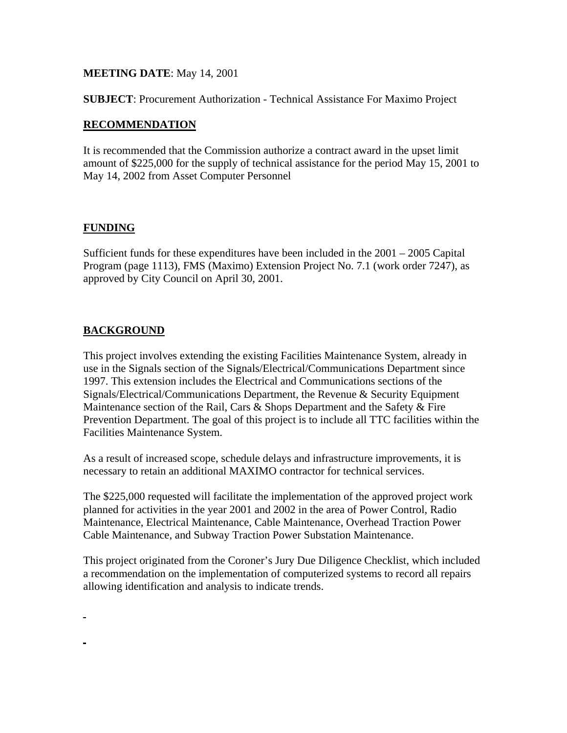**MEETING DATE**: May 14, 2001

**SUBJECT**: Procurement Authorization - Technical Assistance For Maximo Project

## RECOMMENDATION

It is recommended that the Commission authorize a contract award in the upset limit amount of $225,000 for the supply of technical assistance for the period May 15, 2001 to May 14, 2002 from Asset Computer Personnel

## FUNDING

Sufficient funds for these expenditures have been included in the 2001 – 2005 Capital Program (page 1113), FMS (Maximo) Extension Project No. 7.1 (work order 7247), as approved by City Council on April 30, 2001.

## BACKGROUND

This project involves extending the existing Facilities Maintenance System, already in use in the Signals section of the Signals/Electrical/Communications Department since 1997. This extension includes the Electrical and Communications sections of the Signals/Electrical/Communications Department, the Revenue & Security Equipment Maintenance section of the Rail, Cars & Shops Department and the Safety & Fire Prevention Department. The goal of this project is to include all TTC facilities within the Facilities Maintenance System.

As a result of increased scope, schedule delays and infrastructure improvements, it is necessary to retain an additional MAXIMO contractor for technical services.

The $225,000 requested will facilitate the implementation of the approved project work planned for activities in the year 2001 and 2002 in the area of Power Control, Radio Maintenance, Electrical Maintenance, Cable Maintenance, Overhead Traction Power Cable Maintenance, and Subway Traction Power Substation Maintenance.

This project originated from the Coroner's Jury Due Diligence Checklist, which included a recommendation on the implementation of computerized systems to record all repairs allowing identification and analysis to indicate trends.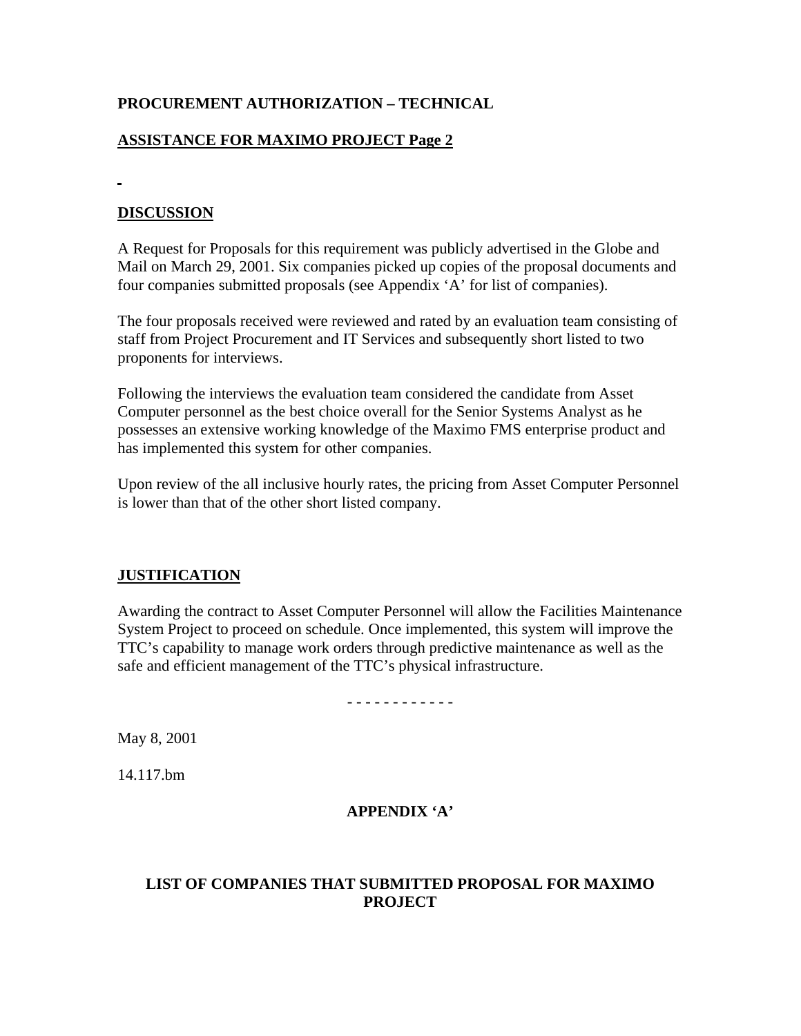**PROCUREMENT AUTHORIZATION – TECHNICAL**

**ASSISTANCE FOR MAXIMO PROJECT Page 2**

## DISCUSSION

A Request for Proposals for this requirement was publicly advertised in the Globe and Mail on March 29, 2001. Six companies picked up copies of the proposal documents and four companies submitted proposals (see Appendix 'A' for list of companies).

The four proposals received were reviewed and rated by an evaluation team consisting of staff from Project Procurement and IT Services and subsequently short listed to two proponents for interviews.

Following the interviews the evaluation team considered the candidate from Asset Computer personnel as the best choice overall for the Senior Systems Analyst as he possesses an extensive working knowledge of the Maximo FMS enterprise product and has implemented this system for other companies.

Upon review of the all inclusive hourly rates, the pricing from Asset Computer Personnel is lower than that of the other short listed company.

## JUSTIFICATION

Awarding the contract to Asset Computer Personnel will allow the Facilities Maintenance System Project to proceed on schedule. Once implemented, this system will improve the TTC's capability to manage work orders through predictive maintenance as well as the safe and efficient management of the TTC's physical infrastructure.

- - - - - - - - - - - -

May 8, 2001

14.117.bm

**APPENDIX 'A'**

**LIST OF COMPANIES THAT SUBMITTED PROPOSAL FOR MAXIMO PROJECT**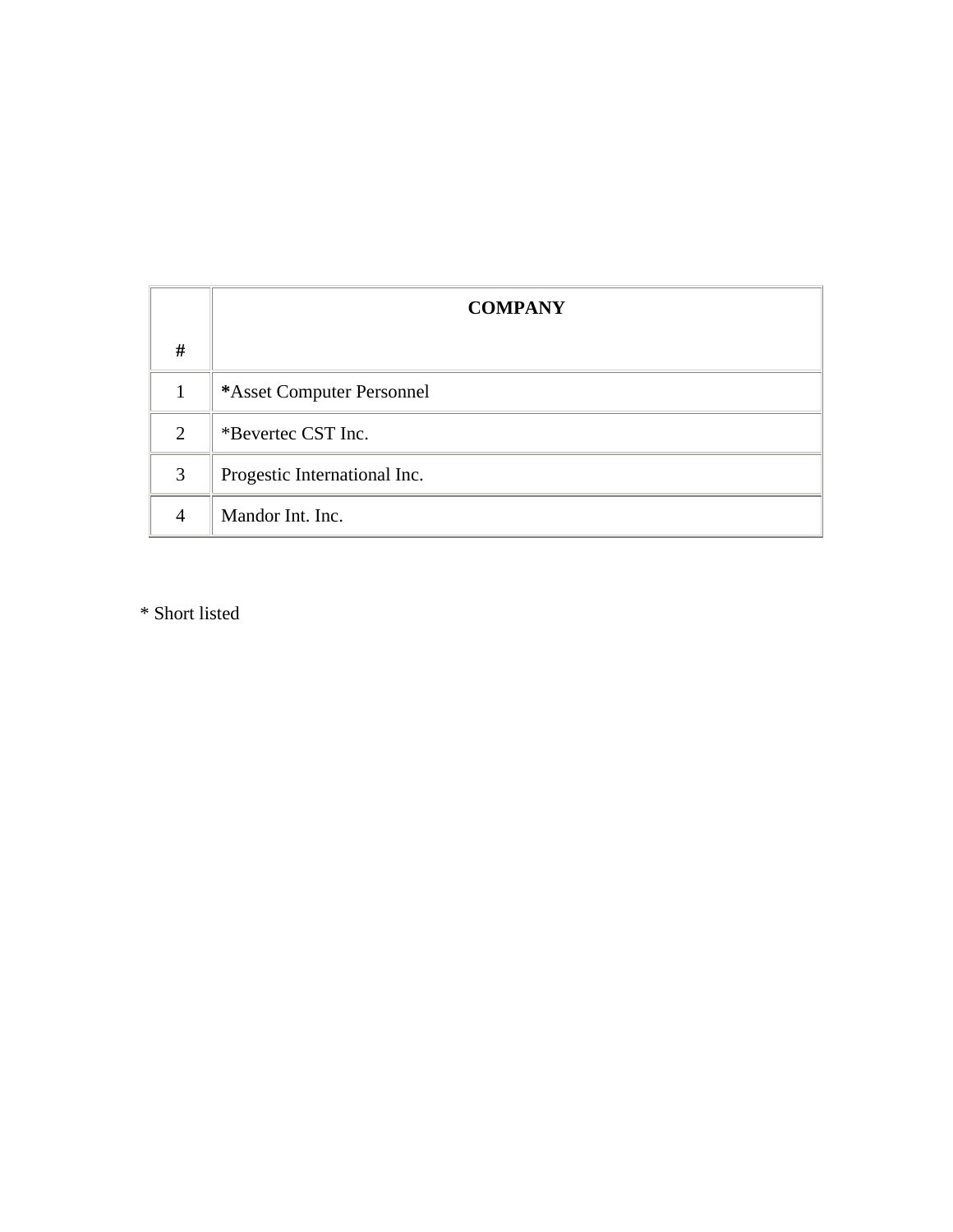| # | COMPANY |
| --- | --- |
| 1 | ***Asset Computer Personnel |
| 2 | *Bevertec CST Inc. |
| 3 | Progestic International Inc. |
| 4 | Mandor Int. Inc. |

* Short listed